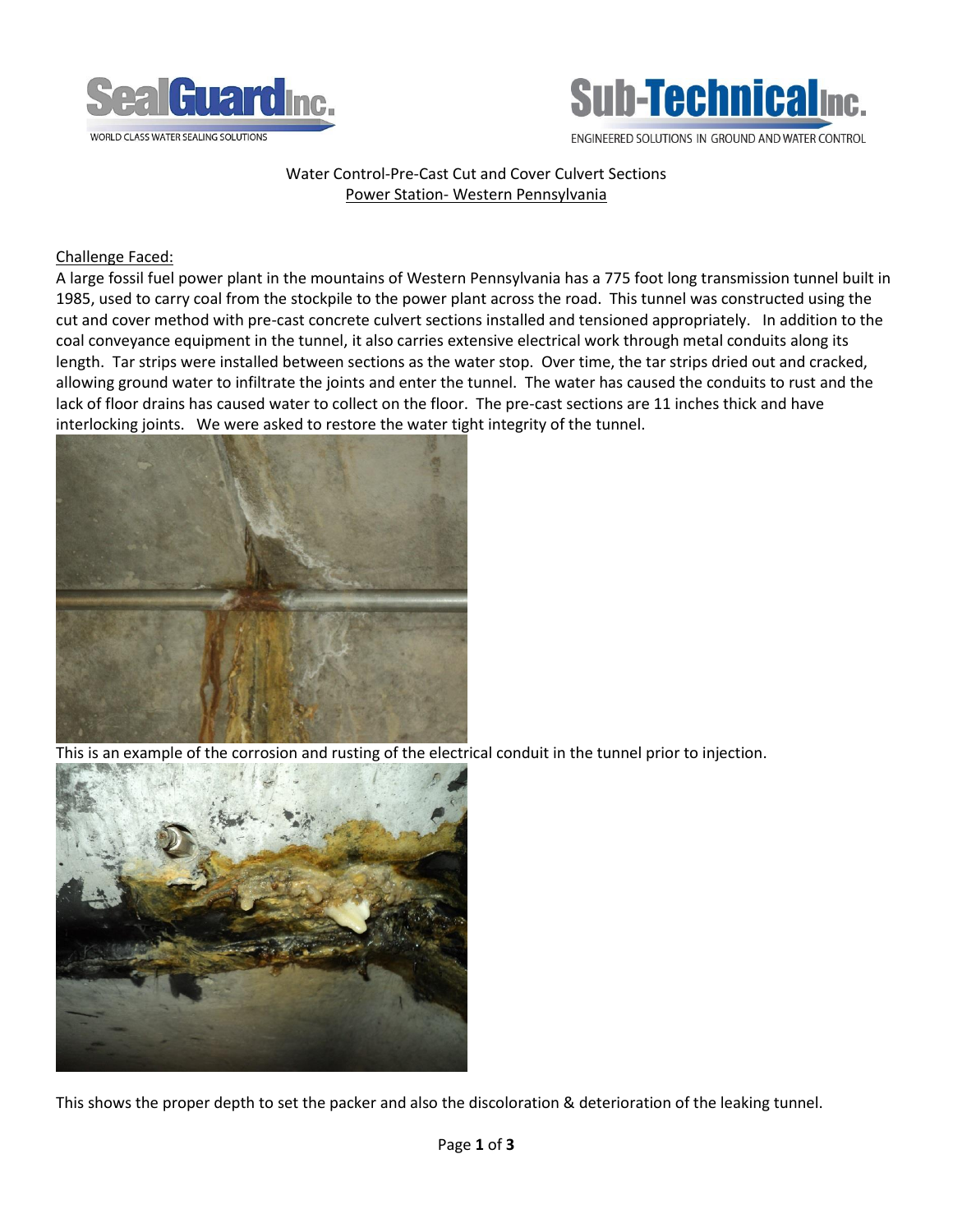SealGuard Inc. — WORLD CLASS WATER SEALING SOLUTIONS

Sub-Technical Inc. — ENGINEERED SOLUTIONS IN GROUND AND WATER CONTROL

Water Control-Pre-Cast Cut and Cover Culvert Sections

Power Station- Western Pennsylvania

## Challenge Faced:

A large fossil fuel power plant in the mountains of Western Pennsylvania has a 775 foot long transmission tunnel built in 1985, used to carry coal from the stockpile to the power plant across the road. This tunnel was constructed using the cut and cover method with pre-cast concrete culvert sections installed and tensioned appropriately. In addition to the coal conveyance equipment in the tunnel, it also carries extensive electrical work through metal conduits along its length. Tar strips were installed between sections as the water stop. Over time, the tar strips dried out and cracked, allowing ground water to infiltrate the joints and enter the tunnel. The water has caused the conduits to rust and the lack of floor drains has caused water to collect on the floor. The pre-cast sections are 11 inches thick and have interlocking joints. We were asked to restore the water tight integrity of the tunnel.

This is an example of the corrosion and rusting of the electrical conduit in the tunnel prior to injection.

This shows the proper depth to set the packer and also the discoloration & deterioration of the leaking tunnel.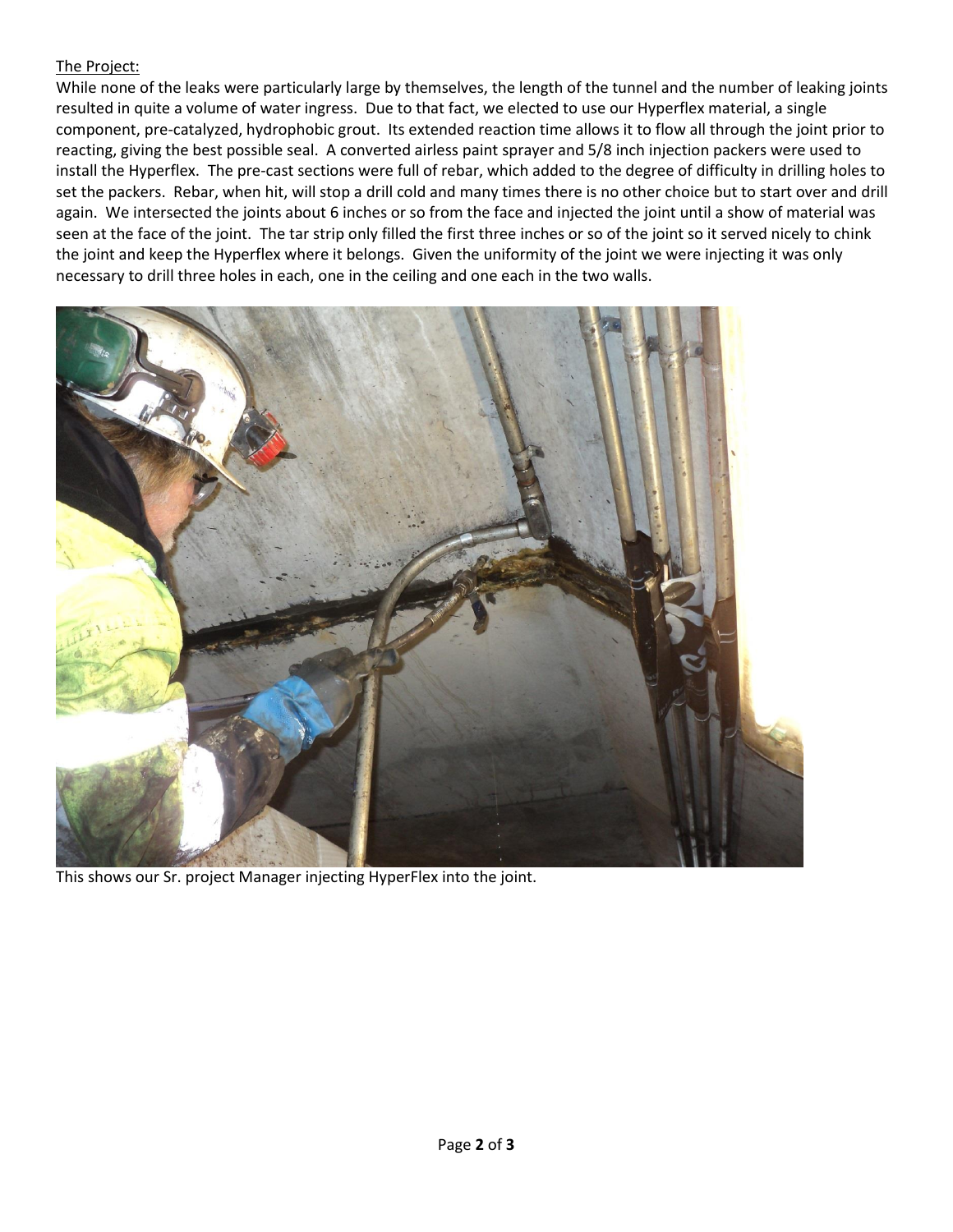<u>The Project:</u>

While none of the leaks were particularly large by themselves, the length of the tunnel and the number of leaking joints resulted in quite a volume of water ingress. Due to that fact, we elected to use our Hyperflex material, a single component, pre-catalyzed, hydrophobic grout. Its extended reaction time allows it to flow all through the joint prior to reacting, giving the best possible seal. A converted airless paint sprayer and 5/8 inch injection packers were used to install the Hyperflex. The pre-cast sections were full of rebar, which added to the degree of difficulty in drilling holes to set the packers. Rebar, when hit, will stop a drill cold and many times there is no other choice but to start over and drill again. We intersected the joints about 6 inches or so from the face and injected the joint until a show of material was seen at the face of the joint. The tar strip only filled the first three inches or so of the joint so it served nicely to chink the joint and keep the Hyperflex where it belongs. Given the uniformity of the joint we were injecting it was only necessary to drill three holes in each, one in the ceiling and one each in the two walls.

This shows our Sr. project Manager injecting HyperFlex into the joint.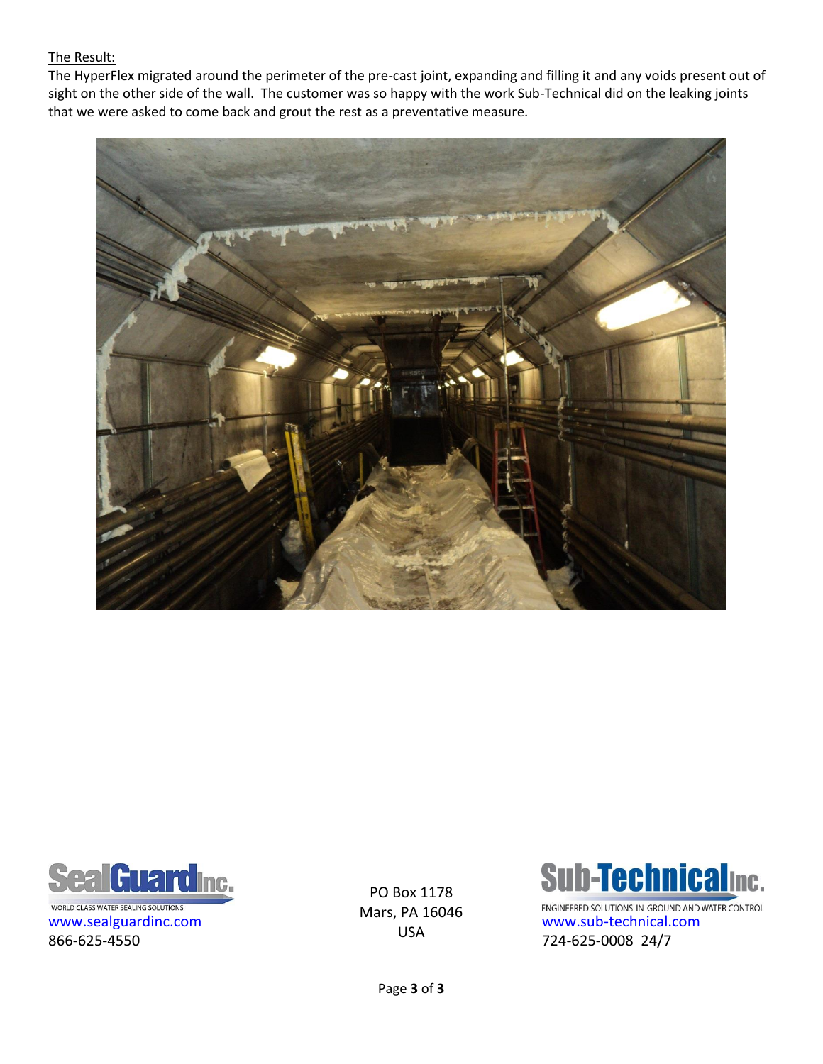The Result:

The HyperFlex migrated around the perimeter of the pre-cast joint, expanding and filling it and any voids present out of sight on the other side of the wall. The customer was so happy with the work Sub-Technical did on the leaking joints that we were asked to come back and grout the rest as a preventative measure.

SealGuard Inc.
WORLD CLASS WATER SEALING SOLUTIONS
www.sealguardinc.com
866-625-4550

PO Box 1178
Mars, PA 16046
USA

Sub-Technical Inc.
ENGINEERED SOLUTIONS IN GROUND AND WATER CONTROL
www.sub-technical.com
724-625-0008 24/7